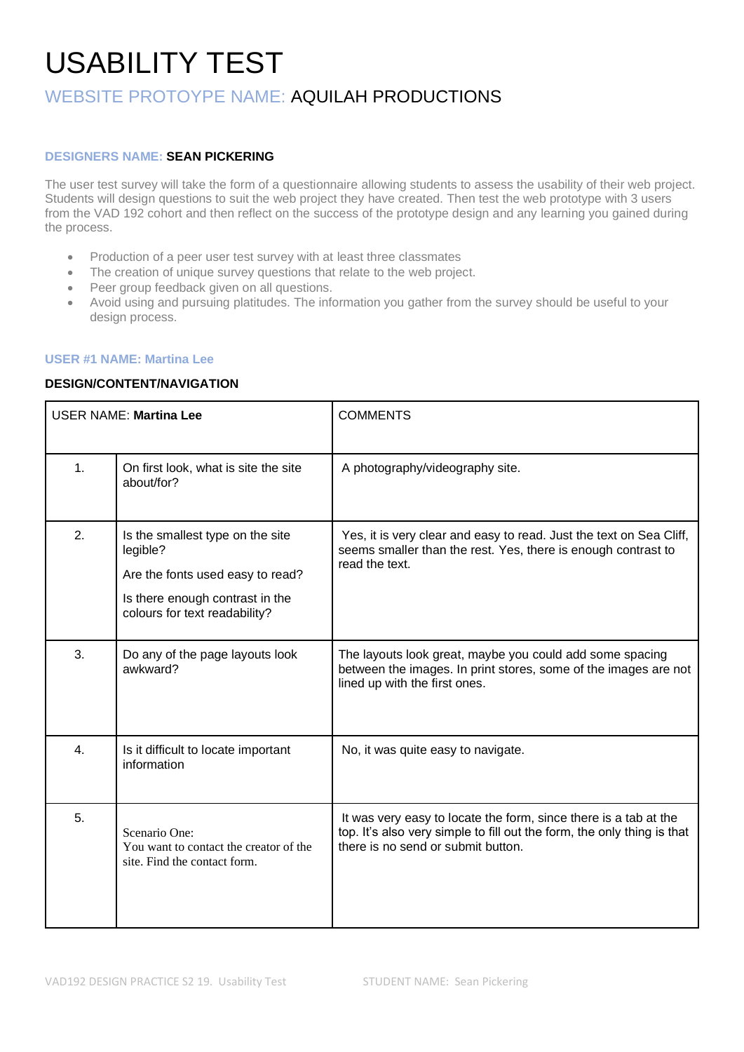# USABILITY TEST

## WEBSITE PROTOYPE NAME: AQUILAH PRODUCTIONS

**DESIGNERS NAME: SEAN PICKERING**

The user test survey will take the form of a questionnaire allowing students to assess the usability of their web project. Students will design questions to suit the web project they have created. Then test the web prototype with 3 users from the VAD 192 cohort and then reflect on the success of the prototype design and any learning you gained during the process.

- Production of a peer user test survey with at least three classmates
- The creation of unique survey questions that relate to the web project.
- Peer group feedback given on all questions.
- Avoid using and pursuing platitudes. The information you gather from the survey should be useful to your design process.

**USER #1 NAME: Martina Lee**

**DESIGN/CONTENT/NAVIGATION**

| USER NAME: **Martina Lee** | | COMMENTS |
|---|---|---|
| 1. | On first look, what is site the site about/for? | A photography/videography site. |
| 2. | Is the smallest type on the site legible?<br><br>Are the fonts used easy to read?<br><br>Is there enough contrast in the colours for text readability? | Yes, it is very clear and easy to read. Just the text on Sea Cliff, seems smaller than the rest. Yes, there is enough contrast to read the text. |
| 3. | Do any of the page layouts look awkward? | The layouts look great, maybe you could add some spacing between the images. In print stores, some of the images are not lined up with the first ones. |
| 4. | Is it difficult to locate important information | No, it was quite easy to navigate. |
| 5. | Scenario One:<br>You want to contact the creator of the site. Find the contact form. | It was very easy to locate the form, since there is a tab at the top. It's also very simple to fill out the form, the only thing is that there is no send or submit button. |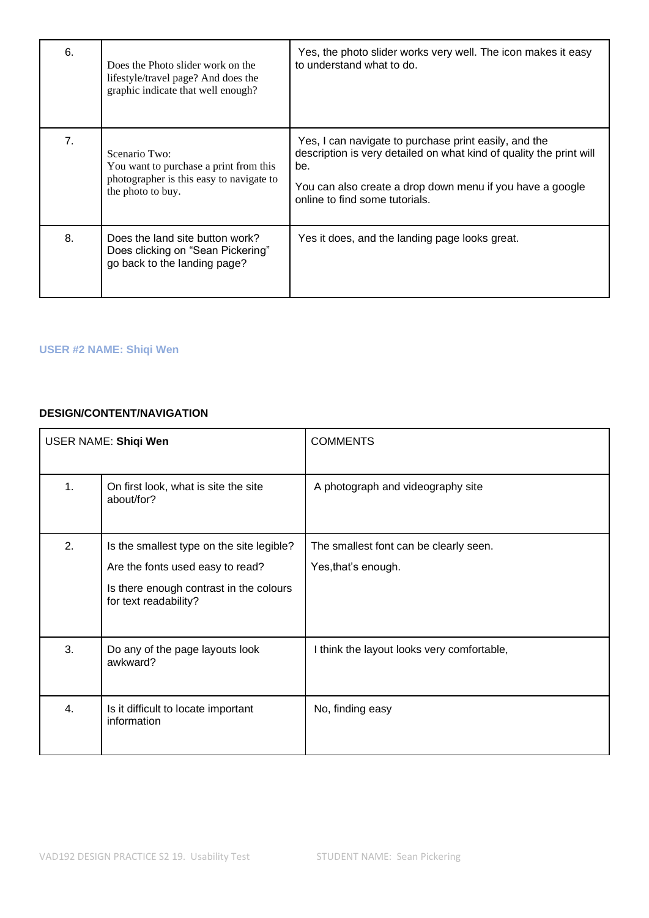| | | |
|---|---|---|
| 6. | Does the Photo slider work on the lifestyle/travel page? And does the graphic indicate that well enough? | Yes, the photo slider works very well. The icon makes it easy to understand what to do. |
| 7. | Scenario Two:<br>You want to purchase a print from this photographer is this easy to navigate to the photo to buy. | Yes, I can navigate to purchase print easily, and the description is very detailed on what kind of quality the print will be.<br>You can also create a drop down menu if you have a google online to find some tutorials. |
| 8. | Does the land site button work? Does clicking on "Sean Pickering" go back to the landing page? | Yes it does, and the landing page looks great. |

**USER #2 NAME: Shiqi Wen**

**DESIGN/CONTENT/NAVIGATION**

| USER NAME: **Shiqi Wen** | | COMMENTS |
|---|---|---|
| 1. | On first look, what is site the site about/for? | A photograph and videography site |
| 2. | Is the smallest type on the site legible?<br>Are the fonts used easy to read?<br>Is there enough contrast in the colours for text readability? | The smallest font can be clearly seen.<br>Yes,that's enough. |
| 3. | Do any of the page layouts look awkward? | I think the layout looks very comfortable, |
| 4. | Is it difficult to locate important information | No, finding easy |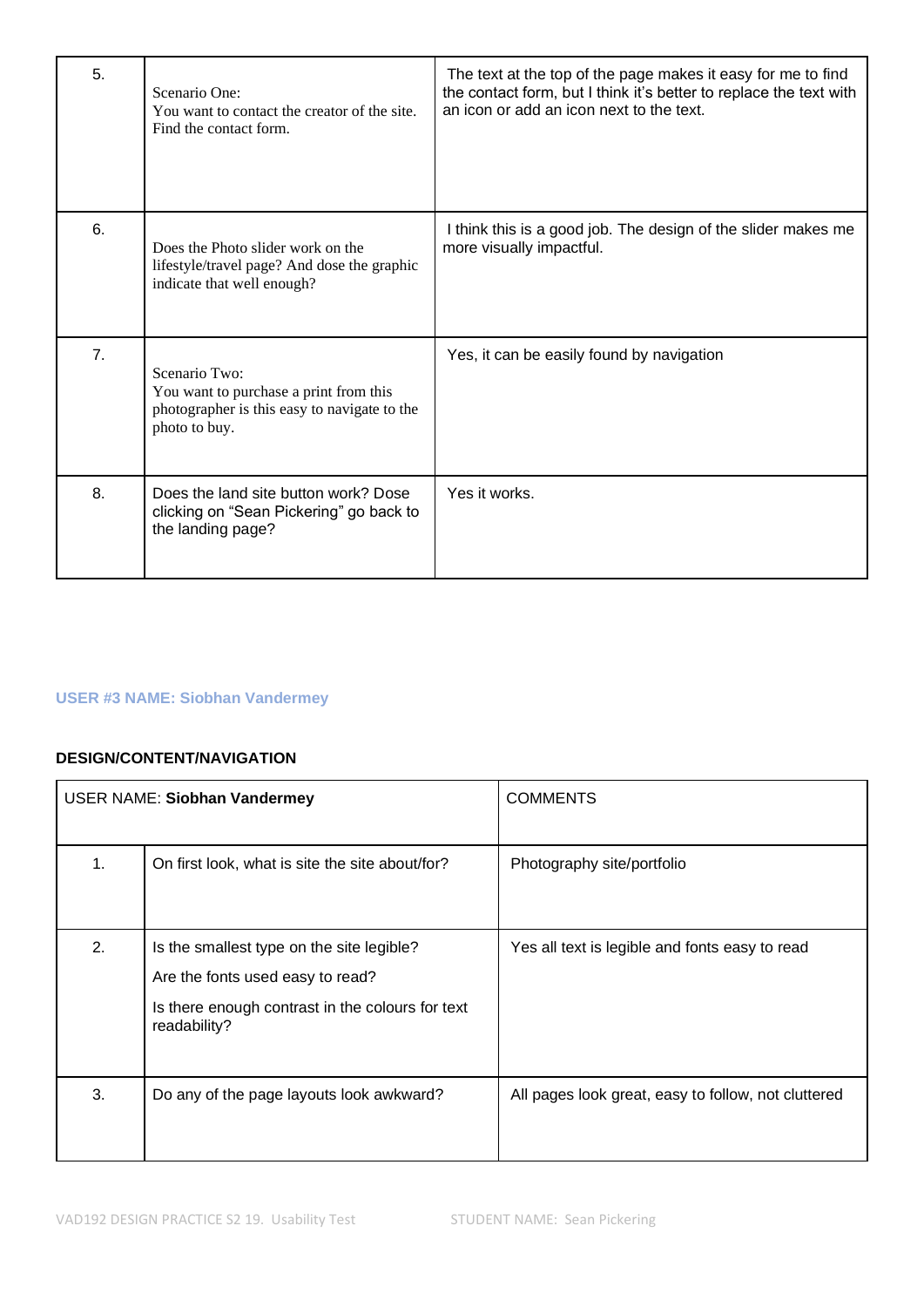| | | |
|---|---|---|
| 5. | Scenario One: You want to contact the creator of the site. Find the contact form. | The text at the top of the page makes it easy for me to find the contact form, but I think it's better to replace the text with an icon or add an icon next to the text. |
| 6. | Does the Photo slider work on the lifestyle/travel page? And dose the graphic indicate that well enough? | I think this is a good job. The design of the slider makes me more visually impactful. |
| 7. | Scenario Two: You want to purchase a print from this photographer is this easy to navigate to the photo to buy. | Yes, it can be easily found by navigation |
| 8. | Does the land site button work? Dose clicking on "Sean Pickering" go back to the landing page? | Yes it works. |

**USER #3 NAME: Siobhan Vandermey**

**DESIGN/CONTENT/NAVIGATION**

| USER NAME: **Siobhan Vandermey** | | COMMENTS |
|---|---|---|
| 1. | On first look, what is site the site about/for? | Photography site/portfolio |
| 2. | Is the smallest type on the site legible? Are the fonts used easy to read? Is there enough contrast in the colours for text readability? | Yes all text is legible and fonts easy to read |
| 3. | Do any of the page layouts look awkward? | All pages look great, easy to follow, not cluttered |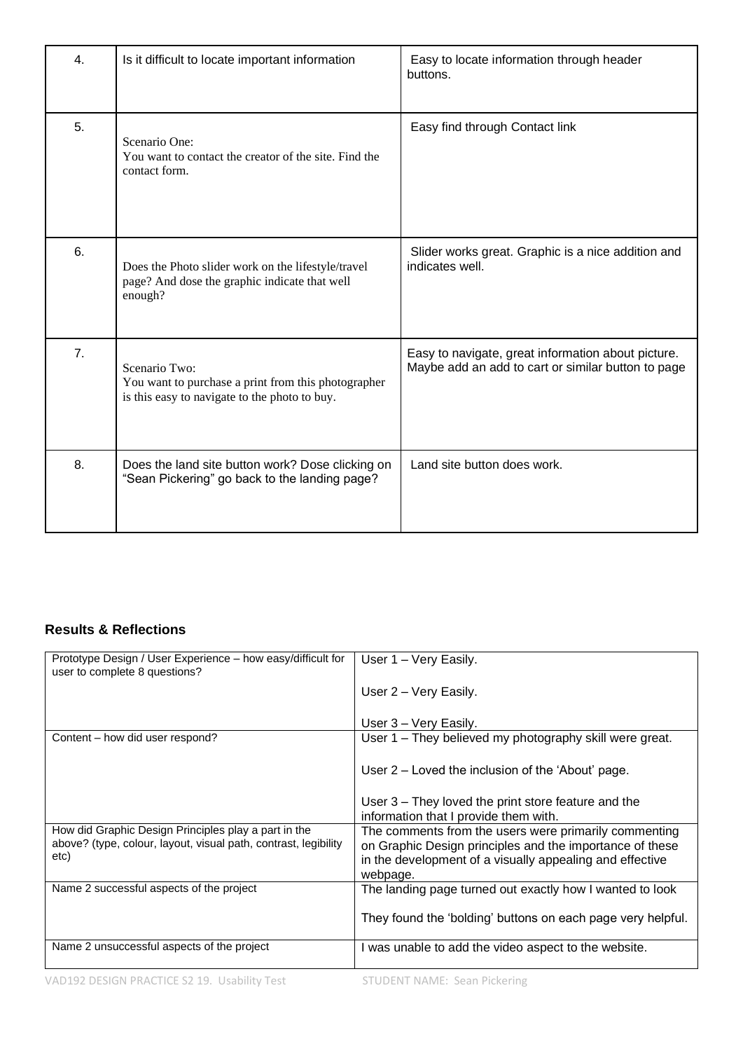| | | |
|---|---|---|
| 4. | Is it difficult to locate important information | Easy to locate information through header buttons. |
| 5. | Scenario One:<br>You want to contact the creator of the site. Find the contact form. | Easy find through Contact link |
| 6. | Does the Photo slider work on the lifestyle/travel page? And dose the graphic indicate that well enough? | Slider works great. Graphic is a nice addition and indicates well. |
| 7. | Scenario Two:<br>You want to purchase a print from this photographer is this easy to navigate to the photo to buy. | Easy to navigate, great information about picture. Maybe add an add to cart or similar button to page |
| 8. | Does the land site button work? Dose clicking on "Sean Pickering" go back to the landing page? | Land site button does work. |

**Results & Reflections**

| | |
|---|---|
| Prototype Design / User Experience – how easy/difficult for user to complete 8 questions? | User 1 – Very Easily.<br><br>User 2 – Very Easily.<br><br>User 3 – Very Easily. |
| Content – how did user respond? | User 1 – They believed my photography skill were great.<br><br>User 2 – Loved the inclusion of the 'About' page.<br><br>User 3 – They loved the print store feature and the information that I provide them with. |
| How did Graphic Design Principles play a part in the above? (type, colour, layout, visual path, contrast, legibility etc) | The comments from the users were primarily commenting on Graphic Design principles and the importance of these in the development of a visually appealing and effective webpage. |
| Name 2 successful aspects of the project | The landing page turned out exactly how I wanted to look<br><br>They found the 'bolding' buttons on each page very helpful. |
| Name 2 unsuccessful aspects of the project | I was unable to add the video aspect to the website. |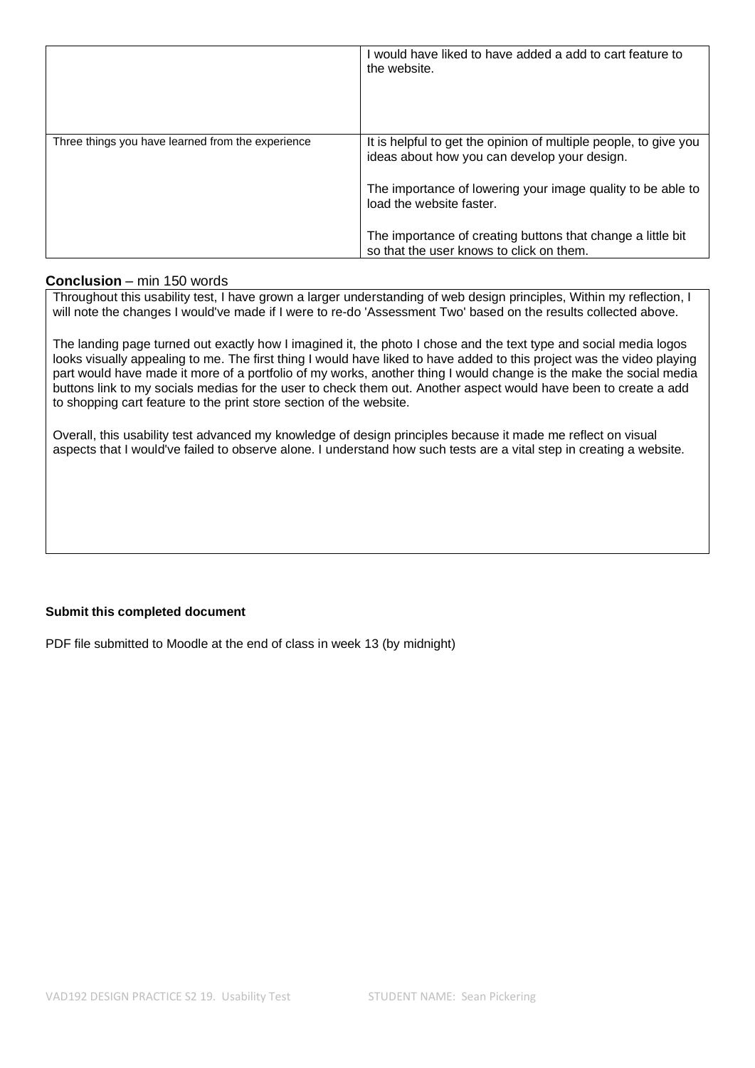| | |
|---|---|
| | I would have liked to have added a add to cart feature to the website. |
| Three things you have learned from the experience | It is helpful to get the opinion of multiple people, to give you ideas about how you can develop your design.<br><br>The importance of lowering your image quality to be able to load the website faster.<br><br>The importance of creating buttons that change a little bit so that the user knows to click on them. |

**Conclusion** – min 150 words

Throughout this usability test, I have grown a larger understanding of web design principles, Within my reflection, I will note the changes I would've made if I were to re-do 'Assessment Two' based on the results collected above.

The landing page turned out exactly how I imagined it, the photo I chose and the text type and social media logos looks visually appealing to me. The first thing I would have liked to have added to this project was the video playing part would have made it more of a portfolio of my works, another thing I would change is the make the social media buttons link to my socials medias for the user to check them out. Another aspect would have been to create a add to shopping cart feature to the print store section of the website.

Overall, this usability test advanced my knowledge of design principles because it made me reflect on visual aspects that I would've failed to observe alone. I understand how such tests are a vital step in creating a website.

**Submit this completed document**

PDF file submitted to Moodle at the end of class in week 13 (by midnight)